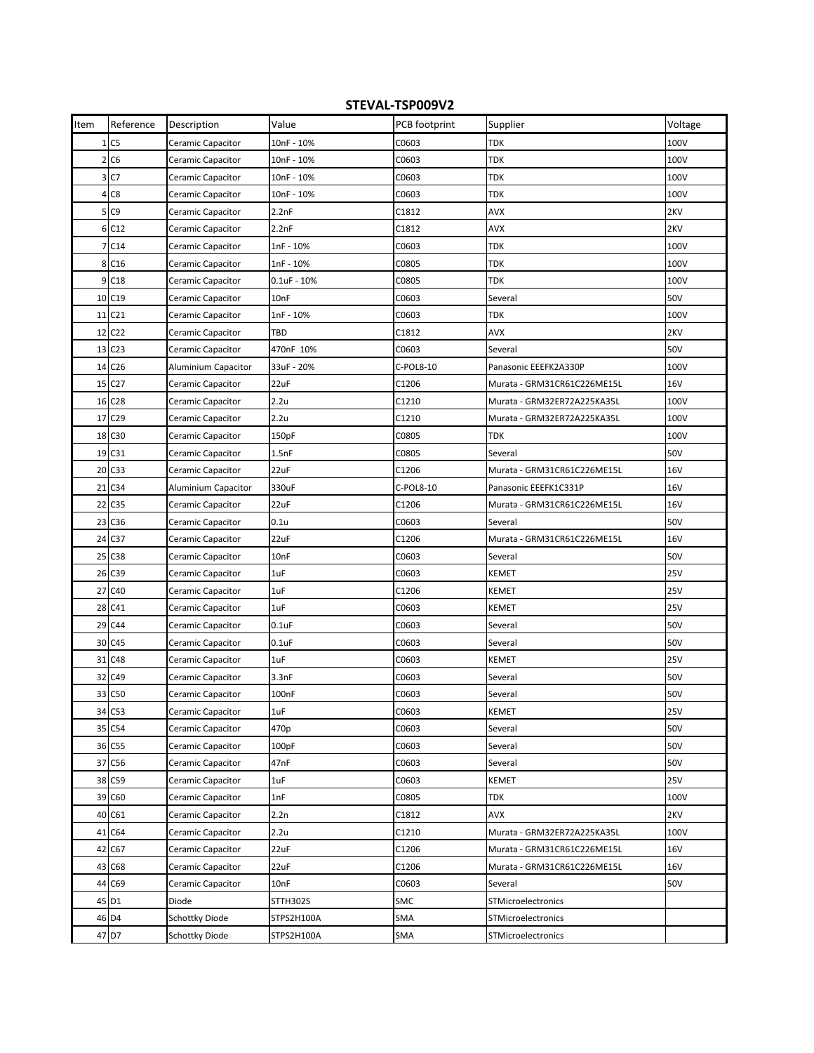## STEVAL-TSP009V2

| Item | Reference | Description | Value | PCB footprint | Supplier | Voltage |
|---|---|---|---|---|---|---|
| 1 | C5 | Ceramic Capacitor | 10nF - 10% | C0603 | TDK | 100V |
| 2 | C6 | Ceramic Capacitor | 10nF - 10% | C0603 | TDK | 100V |
| 3 | C7 | Ceramic Capacitor | 10nF - 10% | C0603 | TDK | 100V |
| 4 | C8 | Ceramic Capacitor | 10nF - 10% | C0603 | TDK | 100V |
| 5 | C9 | Ceramic Capacitor | 2.2nF | C1812 | AVX | 2KV |
| 6 | C12 | Ceramic Capacitor | 2.2nF | C1812 | AVX | 2KV |
| 7 | C14 | Ceramic Capacitor | 1nF - 10% | C0603 | TDK | 100V |
| 8 | C16 | Ceramic Capacitor | 1nF - 10% | C0805 | TDK | 100V |
| 9 | C18 | Ceramic Capacitor | 0.1uF - 10% | C0805 | TDK | 100V |
| 10 | C19 | Ceramic Capacitor | 10nF | C0603 | Several | 50V |
| 11 | C21 | Ceramic Capacitor | 1nF - 10% | C0603 | TDK | 100V |
| 12 | C22 | Ceramic Capacitor | TBD | C1812 | AVX | 2KV |
| 13 | C23 | Ceramic Capacitor | 470nF 10% | C0603 | Several | 50V |
| 14 | C26 | Aluminium Capacitor | 33uF - 20% | C-POL8-10 | Panasonic EEEFK2A330P | 100V |
| 15 | C27 | Ceramic Capacitor | 22uF | C1206 | Murata - GRM31CR61C226ME15L | 16V |
| 16 | C28 | Ceramic Capacitor | 2.2u | C1210 | Murata - GRM32ER72A225KA35L | 100V |
| 17 | C29 | Ceramic Capacitor | 2.2u | C1210 | Murata - GRM32ER72A225KA35L | 100V |
| 18 | C30 | Ceramic Capacitor | 150pF | C0805 | TDK | 100V |
| 19 | C31 | Ceramic Capacitor | 1.5nF | C0805 | Several | 50V |
| 20 | C33 | Ceramic Capacitor | 22uF | C1206 | Murata - GRM31CR61C226ME15L | 16V |
| 21 | C34 | Aluminium Capacitor | 330uF | C-POL8-10 | Panasonic EEEFK1C331P | 16V |
| 22 | C35 | Ceramic Capacitor | 22uF | C1206 | Murata - GRM31CR61C226ME15L | 16V |
| 23 | C36 | Ceramic Capacitor | 0.1u | C0603 | Several | 50V |
| 24 | C37 | Ceramic Capacitor | 22uF | C1206 | Murata - GRM31CR61C226ME15L | 16V |
| 25 | C38 | Ceramic Capacitor | 10nF | C0603 | Several | 50V |
| 26 | C39 | Ceramic Capacitor | 1uF | C0603 | KEMET | 25V |
| 27 | C40 | Ceramic Capacitor | 1uF | C1206 | KEMET | 25V |
| 28 | C41 | Ceramic Capacitor | 1uF | C0603 | KEMET | 25V |
| 29 | C44 | Ceramic Capacitor | 0.1uF | C0603 | Several | 50V |
| 30 | C45 | Ceramic Capacitor | 0.1uF | C0603 | Several | 50V |
| 31 | C48 | Ceramic Capacitor | 1uF | C0603 | KEMET | 25V |
| 32 | C49 | Ceramic Capacitor | 3.3nF | C0603 | Several | 50V |
| 33 | C50 | Ceramic Capacitor | 100nF | C0603 | Several | 50V |
| 34 | C53 | Ceramic Capacitor | 1uF | C0603 | KEMET | 25V |
| 35 | C54 | Ceramic Capacitor | 470p | C0603 | Several | 50V |
| 36 | C55 | Ceramic Capacitor | 100pF | C0603 | Several | 50V |
| 37 | C56 | Ceramic Capacitor | 47nF | C0603 | Several | 50V |
| 38 | C59 | Ceramic Capacitor | 1uF | C0603 | KEMET | 25V |
| 39 | C60 | Ceramic Capacitor | 1nF | C0805 | TDK | 100V |
| 40 | C61 | Ceramic Capacitor | 2.2n | C1812 | AVX | 2KV |
| 41 | C64 | Ceramic Capacitor | 2.2u | C1210 | Murata - GRM32ER72A225KA35L | 100V |
| 42 | C67 | Ceramic Capacitor | 22uF | C1206 | Murata - GRM31CR61C226ME15L | 16V |
| 43 | C68 | Ceramic Capacitor | 22uF | C1206 | Murata - GRM31CR61C226ME15L | 16V |
| 44 | C69 | Ceramic Capacitor | 10nF | C0603 | Several | 50V |
| 45 | D1 | Diode | STTH302S | SMC | STMicroelectronics | |
| 46 | D4 | Schottky Diode | STPS2H100A | SMA | STMicroelectronics | |
| 47 | D7 | Schottky Diode | STPS2H100A | SMA | STMicroelectronics | |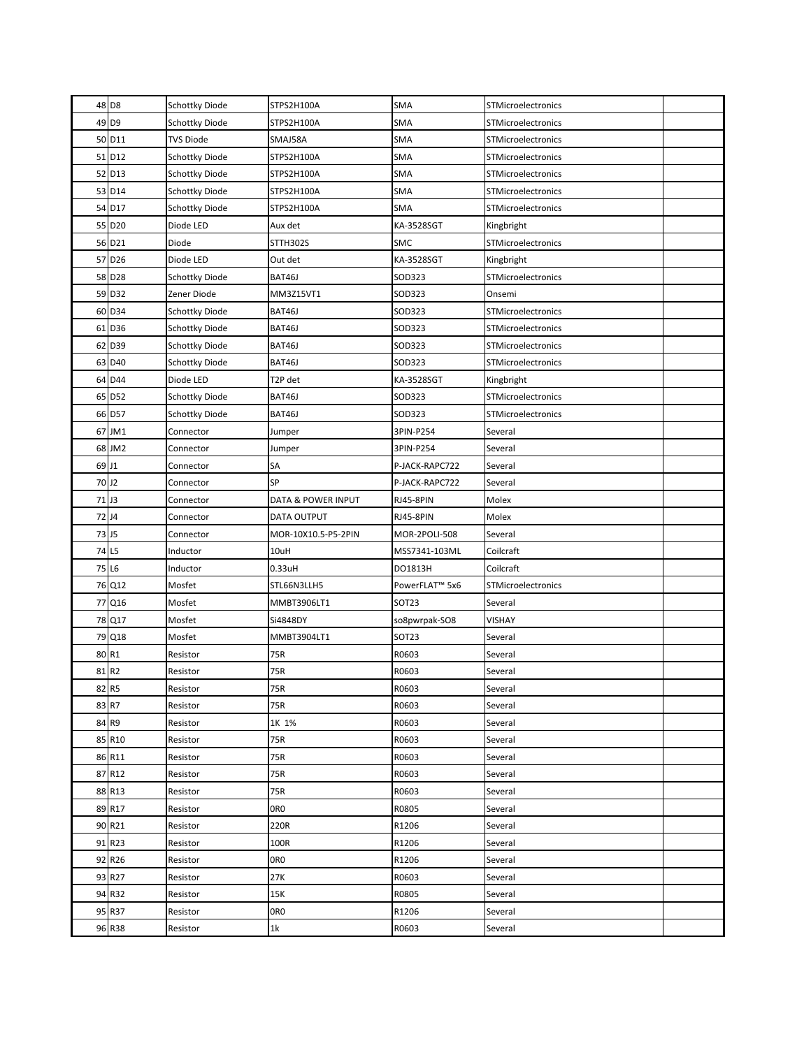| | | | | | | |
|---|---|---|---|---|---|---|
| 48 | D8 | Schottky Diode | STPS2H100A | SMA | STMicroelectronics | |
| 49 | D9 | Schottky Diode | STPS2H100A | SMA | STMicroelectronics | |
| 50 | D11 | TVS Diode | SMAJ58A | SMA | STMicroelectronics | |
| 51 | D12 | Schottky Diode | STPS2H100A | SMA | STMicroelectronics | |
| 52 | D13 | Schottky Diode | STPS2H100A | SMA | STMicroelectronics | |
| 53 | D14 | Schottky Diode | STPS2H100A | SMA | STMicroelectronics | |
| 54 | D17 | Schottky Diode | STPS2H100A | SMA | STMicroelectronics | |
| 55 | D20 | Diode LED | Aux det | KA-3528SGT | Kingbright | |
| 56 | D21 | Diode | STTH302S | SMC | STMicroelectronics | |
| 57 | D26 | Diode LED | Out det | KA-3528SGT | Kingbright | |
| 58 | D28 | Schottky Diode | BAT46J | SOD323 | STMicroelectronics | |
| 59 | D32 | Zener Diode | MM3Z15VT1 | SOD323 | Onsemi | |
| 60 | D34 | Schottky Diode | BAT46J | SOD323 | STMicroelectronics | |
| 61 | D36 | Schottky Diode | BAT46J | SOD323 | STMicroelectronics | |
| 62 | D39 | Schottky Diode | BAT46J | SOD323 | STMicroelectronics | |
| 63 | D40 | Schottky Diode | BAT46J | SOD323 | STMicroelectronics | |
| 64 | D44 | Diode LED | T2P det | KA-3528SGT | Kingbright | |
| 65 | D52 | Schottky Diode | BAT46J | SOD323 | STMicroelectronics | |
| 66 | D57 | Schottky Diode | BAT46J | SOD323 | STMicroelectronics | |
| 67 | JM1 | Connector | Jumper | 3PIN-P254 | Several | |
| 68 | JM2 | Connector | Jumper | 3PIN-P254 | Several | |
| 69 | J1 | Connector | SA | P-JACK-RAPC722 | Several | |
| 70 | J2 | Connector | SP | P-JACK-RAPC722 | Several | |
| 71 | J3 | Connector | DATA & POWER INPUT | RJ45-8PIN | Molex | |
| 72 | J4 | Connector | DATA OUTPUT | RJ45-8PIN | Molex | |
| 73 | J5 | Connector | MOR-10X10.5-P5-2PIN | MOR-2POLI-508 | Several | |
| 74 | L5 | Inductor | 10uH | MSS7341-103ML | Coilcraft | |
| 75 | L6 | Inductor | 0.33uH | DO1813H | Coilcraft | |
| 76 | Q12 | Mosfet | STL66N3LLH5 | PowerFLAT™ 5x6 | STMicroelectronics | |
| 77 | Q16 | Mosfet | MMBT3906LT1 | SOT23 | Several | |
| 78 | Q17 | Mosfet | Si4848DY | so8pwrpak-SO8 | VISHAY | |
| 79 | Q18 | Mosfet | MMBT3904LT1 | SOT23 | Several | |
| 80 | R1 | Resistor | 75R | R0603 | Several | |
| 81 | R2 | Resistor | 75R | R0603 | Several | |
| 82 | R5 | Resistor | 75R | R0603 | Several | |
| 83 | R7 | Resistor | 75R | R0603 | Several | |
| 84 | R9 | Resistor | 1K 1% | R0603 | Several | |
| 85 | R10 | Resistor | 75R | R0603 | Several | |
| 86 | R11 | Resistor | 75R | R0603 | Several | |
| 87 | R12 | Resistor | 75R | R0603 | Several | |
| 88 | R13 | Resistor | 75R | R0603 | Several | |
| 89 | R17 | Resistor | 0R0 | R0805 | Several | |
| 90 | R21 | Resistor | 220R | R1206 | Several | |
| 91 | R23 | Resistor | 100R | R1206 | Several | |
| 92 | R26 | Resistor | 0R0 | R1206 | Several | |
| 93 | R27 | Resistor | 27K | R0603 | Several | |
| 94 | R32 | Resistor | 15K | R0805 | Several | |
| 95 | R37 | Resistor | 0R0 | R1206 | Several | |
| 96 | R38 | Resistor | 1k | R0603 | Several | |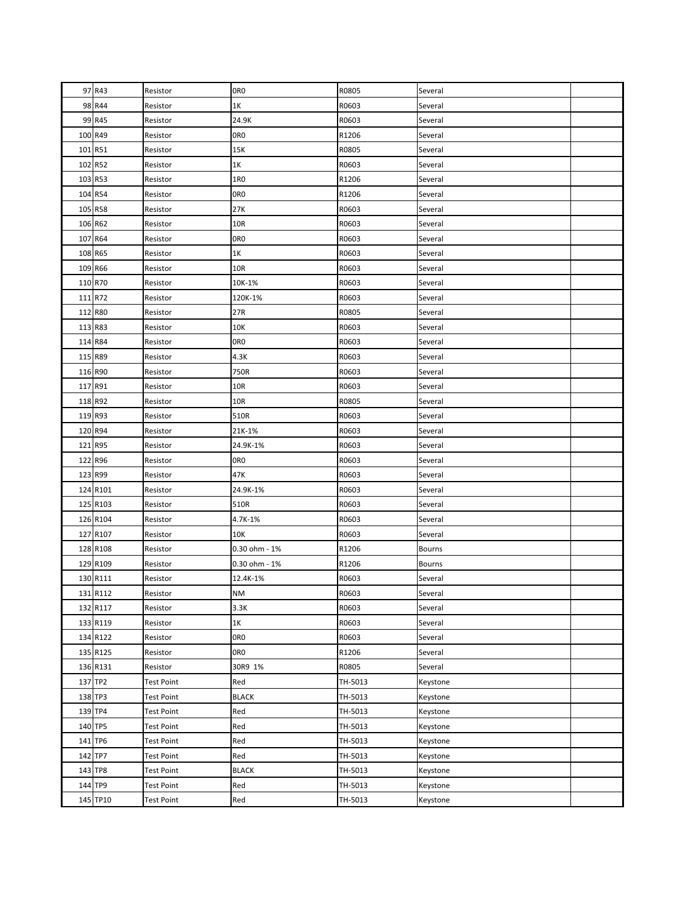| | | | | | | |
|---|---|---|---|---|---|---|
| 97 | R43 | Resistor | 0R0 | R0805 | Several | |
| 98 | R44 | Resistor | 1K | R0603 | Several | |
| 99 | R45 | Resistor | 24.9K | R0603 | Several | |
| 100 | R49 | Resistor | 0R0 | R1206 | Several | |
| 101 | R51 | Resistor | 15K | R0805 | Several | |
| 102 | R52 | Resistor | 1K | R0603 | Several | |
| 103 | R53 | Resistor | 1R0 | R1206 | Several | |
| 104 | R54 | Resistor | 0R0 | R1206 | Several | |
| 105 | R58 | Resistor | 27K | R0603 | Several | |
| 106 | R62 | Resistor | 10R | R0603 | Several | |
| 107 | R64 | Resistor | 0R0 | R0603 | Several | |
| 108 | R65 | Resistor | 1K | R0603 | Several | |
| 109 | R66 | Resistor | 10R | R0603 | Several | |
| 110 | R70 | Resistor | 10K-1% | R0603 | Several | |
| 111 | R72 | Resistor | 120K-1% | R0603 | Several | |
| 112 | R80 | Resistor | 27R | R0805 | Several | |
| 113 | R83 | Resistor | 10K | R0603 | Several | |
| 114 | R84 | Resistor | 0R0 | R0603 | Several | |
| 115 | R89 | Resistor | 4.3K | R0603 | Several | |
| 116 | R90 | Resistor | 750R | R0603 | Several | |
| 117 | R91 | Resistor | 10R | R0603 | Several | |
| 118 | R92 | Resistor | 10R | R0805 | Several | |
| 119 | R93 | Resistor | 510R | R0603 | Several | |
| 120 | R94 | Resistor | 21K-1% | R0603 | Several | |
| 121 | R95 | Resistor | 24.9K-1% | R0603 | Several | |
| 122 | R96 | Resistor | 0R0 | R0603 | Several | |
| 123 | R99 | Resistor | 47K | R0603 | Several | |
| 124 | R101 | Resistor | 24.9K-1% | R0603 | Several | |
| 125 | R103 | Resistor | 510R | R0603 | Several | |
| 126 | R104 | Resistor | 4.7K-1% | R0603 | Several | |
| 127 | R107 | Resistor | 10K | R0603 | Several | |
| 128 | R108 | Resistor | 0.30 ohm - 1% | R1206 | Bourns | |
| 129 | R109 | Resistor | 0.30 ohm - 1% | R1206 | Bourns | |
| 130 | R111 | Resistor | 12.4K-1% | R0603 | Several | |
| 131 | R112 | Resistor | NM | R0603 | Several | |
| 132 | R117 | Resistor | 3.3K | R0603 | Several | |
| 133 | R119 | Resistor | 1K | R0603 | Several | |
| 134 | R122 | Resistor | 0R0 | R0603 | Several | |
| 135 | R125 | Resistor | 0R0 | R1206 | Several | |
| 136 | R131 | Resistor | 30R9 1% | R0805 | Several | |
| 137 | TP2 | Test Point | Red | TH-5013 | Keystone | |
| 138 | TP3 | Test Point | BLACK | TH-5013 | Keystone | |
| 139 | TP4 | Test Point | Red | TH-5013 | Keystone | |
| 140 | TP5 | Test Point | Red | TH-5013 | Keystone | |
| 141 | TP6 | Test Point | Red | TH-5013 | Keystone | |
| 142 | TP7 | Test Point | Red | TH-5013 | Keystone | |
| 143 | TP8 | Test Point | BLACK | TH-5013 | Keystone | |
| 144 | TP9 | Test Point | Red | TH-5013 | Keystone | |
| 145 | TP10 | Test Point | Red | TH-5013 | Keystone | |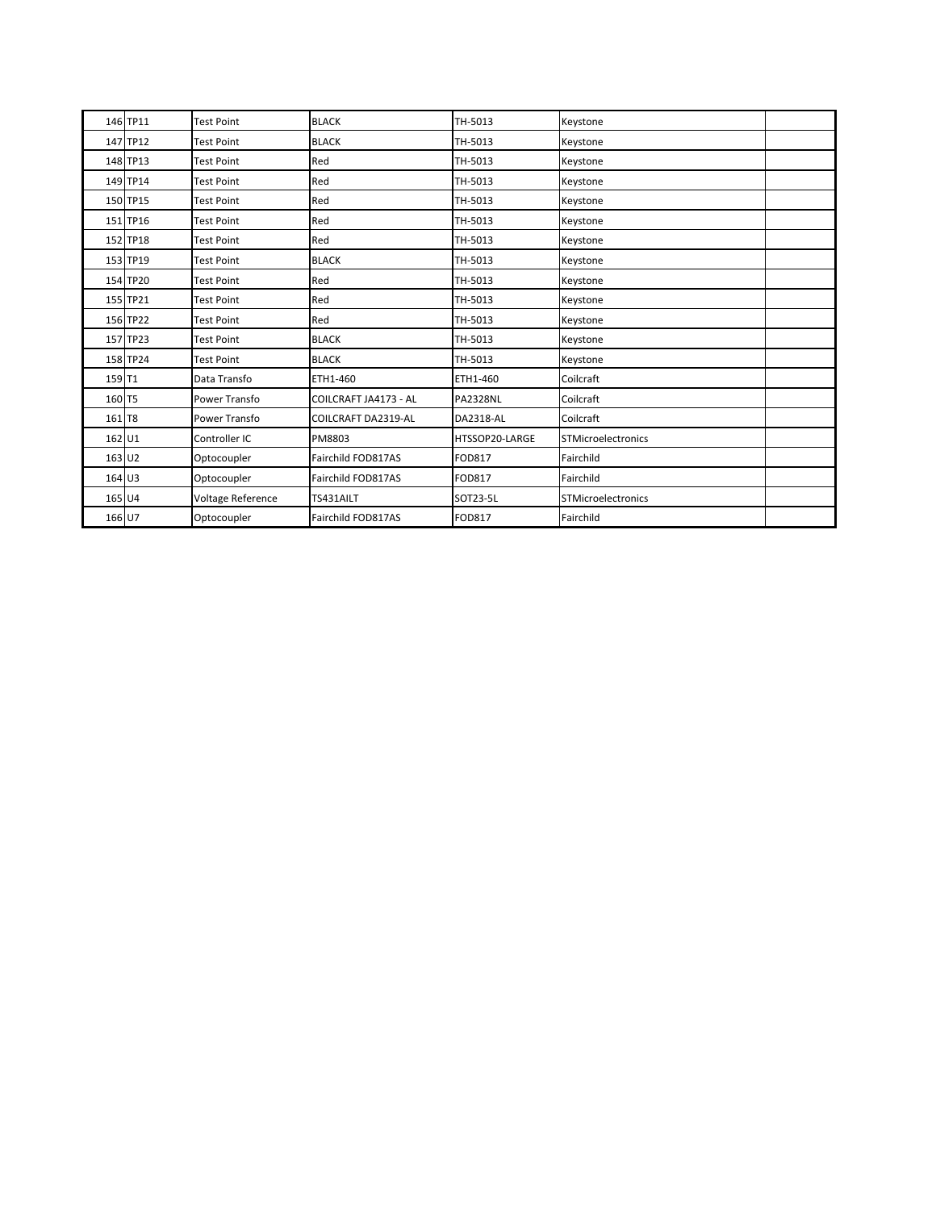| | | | | | | |
|---|---|---|---|---|---|---|
| 146 | TP11 | Test Point | BLACK | TH-5013 | Keystone | |
| 147 | TP12 | Test Point | BLACK | TH-5013 | Keystone | |
| 148 | TP13 | Test Point | Red | TH-5013 | Keystone | |
| 149 | TP14 | Test Point | Red | TH-5013 | Keystone | |
| 150 | TP15 | Test Point | Red | TH-5013 | Keystone | |
| 151 | TP16 | Test Point | Red | TH-5013 | Keystone | |
| 152 | TP18 | Test Point | Red | TH-5013 | Keystone | |
| 153 | TP19 | Test Point | BLACK | TH-5013 | Keystone | |
| 154 | TP20 | Test Point | Red | TH-5013 | Keystone | |
| 155 | TP21 | Test Point | Red | TH-5013 | Keystone | |
| 156 | TP22 | Test Point | Red | TH-5013 | Keystone | |
| 157 | TP23 | Test Point | BLACK | TH-5013 | Keystone | |
| 158 | TP24 | Test Point | BLACK | TH-5013 | Keystone | |
| 159 | T1 | Data Transfo | ETH1-460 | ETH1-460 | Coilcraft | |
| 160 | T5 | Power Transfo | COILCRAFT JA4173 - AL | PA2328NL | Coilcraft | |
| 161 | T8 | Power Transfo | COILCRAFT DA2319-AL | DA2318-AL | Coilcraft | |
| 162 | U1 | Controller IC | PM8803 | HTSSOP20-LARGE | STMicroelectronics | |
| 163 | U2 | Optocoupler | Fairchild FOD817AS | FOD817 | Fairchild | |
| 164 | U3 | Optocoupler | Fairchild FOD817AS | FOD817 | Fairchild | |
| 165 | U4 | Voltage Reference | TS431AILT | SOT23-5L | STMicroelectronics | |
| 166 | U7 | Optocoupler | Fairchild FOD817AS | FOD817 | Fairchild | |